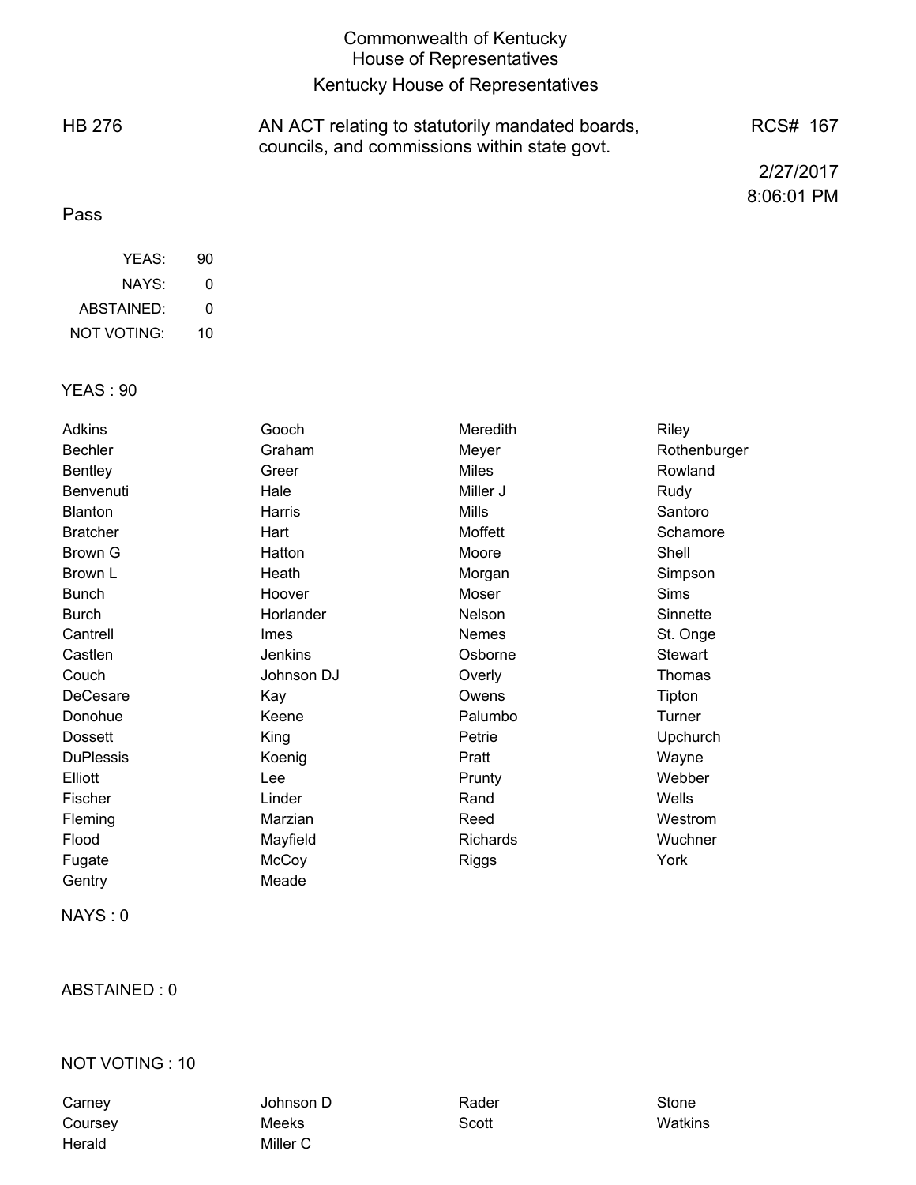# Commonwealth of Kentucky
## House of Representatives
## Kentucky House of Representatives

| HB 276 | AN ACT relating to statutorily mandated boards, councils, and commissions within state govt. | RCS# 167 |
|---|---|---|
| | | 2/27/2017 8:06:01 PM |

Pass

| | |
|---|---|
| YEAS: | 90 |
| NAYS: | 0 |
| ABSTAINED: | 0 |
| NOT VOTING: | 10 |

### YEAS : 90

| | | | |
|---|---|---|---|
| Adkins | Gooch | Meredith | Riley |
| Bechler | Graham | Meyer | Rothenburger |
| Bentley | Greer | Miles | Rowland |
| Benvenuti | Hale | Miller J | Rudy |
| Blanton | Harris | Mills | Santoro |
| Bratcher | Hart | Moffett | Schamore |
| Brown G | Hatton | Moore | Shell |
| Brown L | Heath | Morgan | Simpson |
| Bunch | Hoover | Moser | Sims |
| Burch | Horlander | Nelson | Sinnette |
| Cantrell | Imes | Nemes | St. Onge |
| Castlen | Jenkins | Osborne | Stewart |
| Couch | Johnson DJ | Overly | Thomas |
| DeCesare | Kay | Owens | Tipton |
| Donohue | Keene | Palumbo | Turner |
| Dossett | King | Petrie | Upchurch |
| DuPlessis | Koenig | Pratt | Wayne |
| Elliott | Lee | Prunty | Webber |
| Fischer | Linder | Rand | Wells |
| Fleming | Marzian | Reed | Westrom |
| Flood | Mayfield | Richards | Wuchner |
| Fugate | McCoy | Riggs | York |
| Gentry | Meade | | |

### NAYS : 0

### ABSTAINED : 0

### NOT VOTING : 10

| | | | |
|---|---|---|---|
| Carney | Johnson D | Rader | Stone |
| Coursey | Meeks | Scott | Watkins |
| Herald | Miller C | | |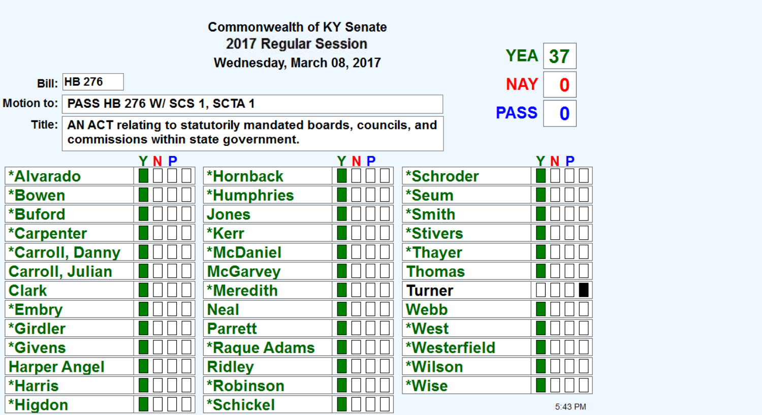**Commonwealth of KY Senate**
**2017 Regular Session**
**Wednesday, March 08, 2017**

| | |
|---|---|
| **YEA** | **37** |
| **NAY** | **0** |
| **PASS** | **0** |

**Bill:** HB 276

**Motion to:** PASS HB 276 W/ SCS 1, SCTA 1

**Title:** AN ACT relating to statutorily mandated boards, councils, and commissions within state government.

| Member | Y | N | P |
|---|---|---|---|
| *Alvarado | X | | |
| *Bowen | X | | |
| *Buford | X | | |
| *Carpenter | X | | |
| *Carroll, Danny | X | | |
| Carroll, Julian | X | | |
| Clark | X | | |
| *Embry | X | | |
| *Girdler | X | | |
| *Givens | X | | |
| Harper Angel | X | | |
| *Harris | X | | |
| *Higdon | X | | |
| *Hornback | X | | |
| *Humphries | X | | |
| Jones | X | | |
| *Kerr | X | | |
| *McDaniel | X | | |
| McGarvey | X | | |
| *Meredith | X | | |
| Neal | X | | |
| Parrett | X | | |
| *Raque Adams | X | | |
| Ridley | X | | |
| *Robinson | X | | |
| *Schickel | X | | |
| *Schroder | X | | |
| *Seum | X | | |
| *Smith | X | | |
| *Stivers | X | | |
| *Thayer | X | | |
| Thomas | X | | |
| Turner | | | |
| Webb | X | | |
| *West | X | | |
| *Westerfield | X | | |
| *Wilson | X | | |
| *Wise | X | | |

5:43 PM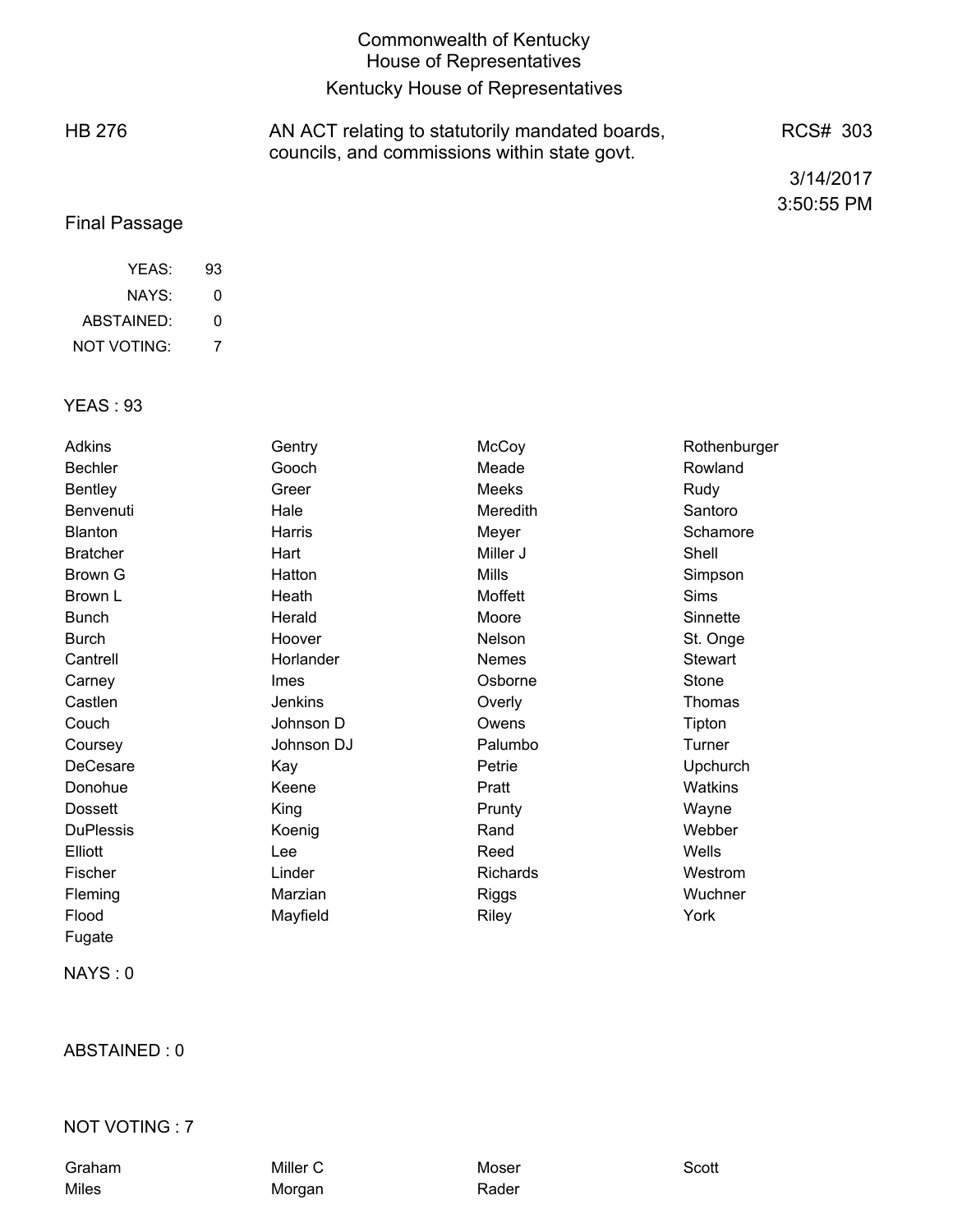# Commonwealth of Kentucky
## House of Representatives
## Kentucky House of Representatives

**HB 276** — AN ACT relating to statutorily mandated boards, councils, and commissions within state govt. — RCS# 303

3/14/2017
3:50:55 PM

### Final Passage

| | |
|---|---|
| YEAS: | 93 |
| NAYS: | 0 |
| ABSTAINED: | 0 |
| NOT VOTING: | 7 |

### YEAS : 93

| | | | |
|---|---|---|---|
| Adkins | Gentry | McCoy | Rothenburger |
| Bechler | Gooch | Meade | Rowland |
| Bentley | Greer | Meeks | Rudy |
| Benvenuti | Hale | Meredith | Santoro |
| Blanton | Harris | Meyer | Schamore |
| Bratcher | Hart | Miller J | Shell |
| Brown G | Hatton | Mills | Simpson |
| Brown L | Heath | Moffett | Sims |
| Bunch | Herald | Moore | Sinnette |
| Burch | Hoover | Nelson | St. Onge |
| Cantrell | Horlander | Nemes | Stewart |
| Carney | Imes | Osborne | Stone |
| Castlen | Jenkins | Overly | Thomas |
| Couch | Johnson D | Owens | Tipton |
| Coursey | Johnson DJ | Palumbo | Turner |
| DeCesare | Kay | Petrie | Upchurch |
| Donohue | Keene | Pratt | Watkins |
| Dossett | King | Prunty | Wayne |
| DuPlessis | Koenig | Rand | Webber |
| Elliott | Lee | Reed | Wells |
| Fischer | Linder | Richards | Westrom |
| Fleming | Marzian | Riggs | Wuchner |
| Flood | Mayfield | Riley | York |
| Fugate | | | |

### NAYS : 0

### ABSTAINED : 0

### NOT VOTING : 7

| | | | |
|---|---|---|---|
| Graham | Miller C | Moser | Scott |
| Miles | Morgan | Rader | |